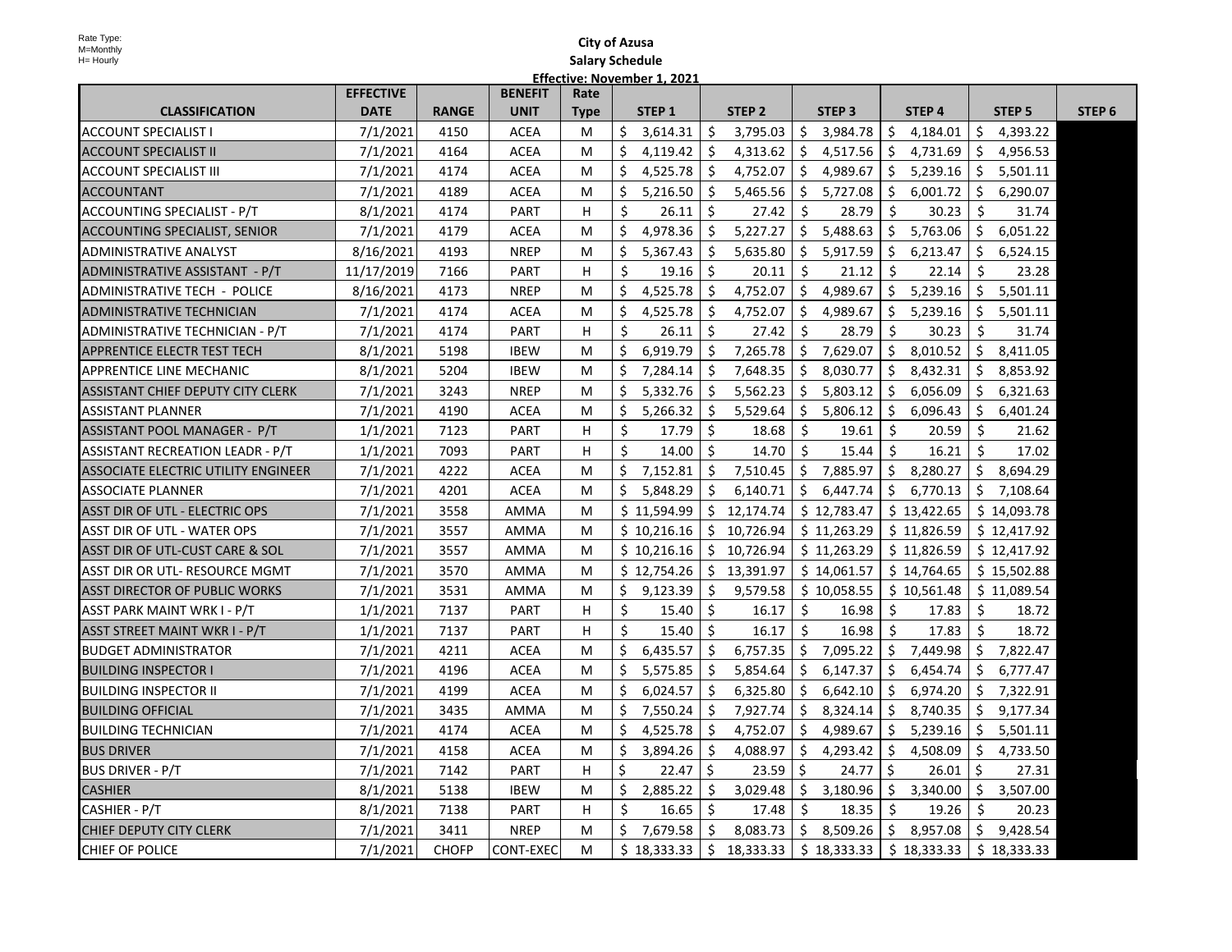Rate Type:
M=Monthly
H= Hourly

# City of Azusa
## Salary Schedule
### Effective: November 1, 2021

| CLASSIFICATION | EFFECTIVE DATE | RANGE | BENEFIT UNIT | Rate Type | STEP 1 | STEP 2 | STEP 3 | STEP 4 | STEP 5 | STEP 6 |
|---|---|---|---|---|---|---|---|---|---|---|
| ACCOUNT SPECIALIST I | 7/1/2021 | 4150 | ACEA | M | $ 3,614.31 | $ 3,795.03 | $ 3,984.78 | $ 4,184.01 | $ 4,393.22 | |
| ACCOUNT SPECIALIST II | 7/1/2021 | 4164 | ACEA | M | $ 4,119.42 | $ 4,313.62 | $ 4,517.56 | $ 4,731.69 | $ 4,956.53 | |
| ACCOUNT SPECIALIST III | 7/1/2021 | 4174 | ACEA | M | $ 4,525.78 | $ 4,752.07 | $ 4,989.67 | $ 5,239.16 | $ 5,501.11 | |
| ACCOUNTANT | 7/1/2021 | 4189 | ACEA | M | $ 5,216.50 | $ 5,465.56 | $ 5,727.08 | $ 6,001.72 | $ 6,290.07 | |
| ACCOUNTING SPECIALIST - P/T | 8/1/2021 | 4174 | PART | H | $ 26.11 | $ 27.42 | $ 28.79 | $ 30.23 | $ 31.74 | |
| ACCOUNTING SPECIALIST, SENIOR | 7/1/2021 | 4179 | ACEA | M | $ 4,978.36 | $ 5,227.27 | $ 5,488.63 | $ 5,763.06 | $ 6,051.22 | |
| ADMINISTRATIVE ANALYST | 8/16/2021 | 4193 | NREP | M | $ 5,367.43 | $ 5,635.80 | $ 5,917.59 | $ 6,213.47 | $ 6,524.15 | |
| ADMINISTRATIVE ASSISTANT - P/T | 11/17/2019 | 7166 | PART | H | $ 19.16 | $ 20.11 | $ 21.12 | $ 22.14 | $ 23.28 | |
| ADMINISTRATIVE TECH - POLICE | 8/16/2021 | 4173 | NREP | M | $ 4,525.78 | $ 4,752.07 | $ 4,989.67 | $ 5,239.16 | $ 5,501.11 | |
| ADMINISTRATIVE TECHNICIAN | 7/1/2021 | 4174 | ACEA | M | $ 4,525.78 | $ 4,752.07 | $ 4,989.67 | $ 5,239.16 | $ 5,501.11 | |
| ADMINISTRATIVE TECHNICIAN - P/T | 7/1/2021 | 4174 | PART | H | $ 26.11 | $ 27.42 | $ 28.79 | $ 30.23 | $ 31.74 | |
| APPRENTICE ELECTR TEST TECH | 8/1/2021 | 5198 | IBEW | M | $ 6,919.79 | $ 7,265.78 | $ 7,629.07 | $ 8,010.52 | $ 8,411.05 | |
| APPRENTICE LINE MECHANIC | 8/1/2021 | 5204 | IBEW | M | $ 7,284.14 | $ 7,648.35 | $ 8,030.77 | $ 8,432.31 | $ 8,853.92 | |
| ASSISTANT CHIEF DEPUTY CITY CLERK | 7/1/2021 | 3243 | NREP | M | $ 5,332.76 | $ 5,562.23 | $ 5,803.12 | $ 6,056.09 | $ 6,321.63 | |
| ASSISTANT PLANNER | 7/1/2021 | 4190 | ACEA | M | $ 5,266.32 | $ 5,529.64 | $ 5,806.12 | $ 6,096.43 | $ 6,401.24 | |
| ASSISTANT POOL MANAGER - P/T | 1/1/2021 | 7123 | PART | H | $ 17.79 | $ 18.68 | $ 19.61 | $ 20.59 | $ 21.62 | |
| ASSISTANT RECREATION LEADR - P/T | 1/1/2021 | 7093 | PART | H | $ 14.00 | $ 14.70 | $ 15.44 | $ 16.21 | $ 17.02 | |
| ASSOCIATE ELECTRIC UTILITY ENGINEER | 7/1/2021 | 4222 | ACEA | M | $ 7,152.81 | $ 7,510.45 | $ 7,885.97 | $ 8,280.27 | $ 8,694.29 | |
| ASSOCIATE PLANNER | 7/1/2021 | 4201 | ACEA | M | $ 5,848.29 | $ 6,140.71 | $ 6,447.74 | $ 6,770.13 | $ 7,108.64 | |
| ASST DIR OF UTL - ELECTRIC OPS | 7/1/2021 | 3558 | AMMA | M | $ 11,594.99 | $ 12,174.74 | $ 12,783.47 | $ 13,422.65 | $ 14,093.78 | |
| ASST DIR OF UTL - WATER OPS | 7/1/2021 | 3557 | AMMA | M | $ 10,216.16 | $ 10,726.94 | $ 11,263.29 | $ 11,826.59 | $ 12,417.92 | |
| ASST DIR OF UTL-CUST CARE & SOL | 7/1/2021 | 3557 | AMMA | M | $ 10,216.16 | $ 10,726.94 | $ 11,263.29 | $ 11,826.59 | $ 12,417.92 | |
| ASST DIR OR UTL- RESOURCE MGMT | 7/1/2021 | 3570 | AMMA | M | $ 12,754.26 | $ 13,391.97 | $ 14,061.57 | $ 14,764.65 | $ 15,502.88 | |
| ASST DIRECTOR OF PUBLIC WORKS | 7/1/2021 | 3531 | AMMA | M | $ 9,123.39 | $ 9,579.58 | $ 10,058.55 | $ 10,561.48 | $ 11,089.54 | |
| ASST PARK MAINT WRK I - P/T | 1/1/2021 | 7137 | PART | H | $ 15.40 | $ 16.17 | $ 16.98 | $ 17.83 | $ 18.72 | |
| ASST STREET MAINT WKR I - P/T | 1/1/2021 | 7137 | PART | H | $ 15.40 | $ 16.17 | $ 16.98 | $ 17.83 | $ 18.72 | |
| BUDGET ADMINISTRATOR | 7/1/2021 | 4211 | ACEA | M | $ 6,435.57 | $ 6,757.35 | $ 7,095.22 | $ 7,449.98 | $ 7,822.47 | |
| BUILDING INSPECTOR I | 7/1/2021 | 4196 | ACEA | M | $ 5,575.85 | $ 5,854.64 | $ 6,147.37 | $ 6,454.74 | $ 6,777.47 | |
| BUILDING INSPECTOR II | 7/1/2021 | 4199 | ACEA | M | $ 6,024.57 | $ 6,325.80 | $ 6,642.10 | $ 6,974.20 | $ 7,322.91 | |
| BUILDING OFFICIAL | 7/1/2021 | 3435 | AMMA | M | $ 7,550.24 | $ 7,927.74 | $ 8,324.14 | $ 8,740.35 | $ 9,177.34 | |
| BUILDING TECHNICIAN | 7/1/2021 | 4174 | ACEA | M | $ 4,525.78 | $ 4,752.07 | $ 4,989.67 | $ 5,239.16 | $ 5,501.11 | |
| BUS DRIVER | 7/1/2021 | 4158 | ACEA | M | $ 3,894.26 | $ 4,088.97 | $ 4,293.42 | $ 4,508.09 | $ 4,733.50 | |
| BUS DRIVER - P/T | 7/1/2021 | 7142 | PART | H | $ 22.47 | $ 23.59 | $ 24.77 | $ 26.01 | $ 27.31 | |
| CASHIER | 8/1/2021 | 5138 | IBEW | M | $ 2,885.22 | $ 3,029.48 | $ 3,180.96 | $ 3,340.00 | $ 3,507.00 | |
| CASHIER - P/T | 8/1/2021 | 7138 | PART | H | $ 16.65 | $ 17.48 | $ 18.35 | $ 19.26 | $ 20.23 | |
| CHIEF DEPUTY CITY CLERK | 7/1/2021 | 3411 | NREP | M | $ 7,679.58 | $ 8,083.73 | $ 8,509.26 | $ 8,957.08 | $ 9,428.54 | |
| CHIEF OF POLICE | 7/1/2021 | CHOFP | CONT-EXEC | M | $ 18,333.33 | $ 18,333.33 | $ 18,333.33 | $ 18,333.33 | $ 18,333.33 | |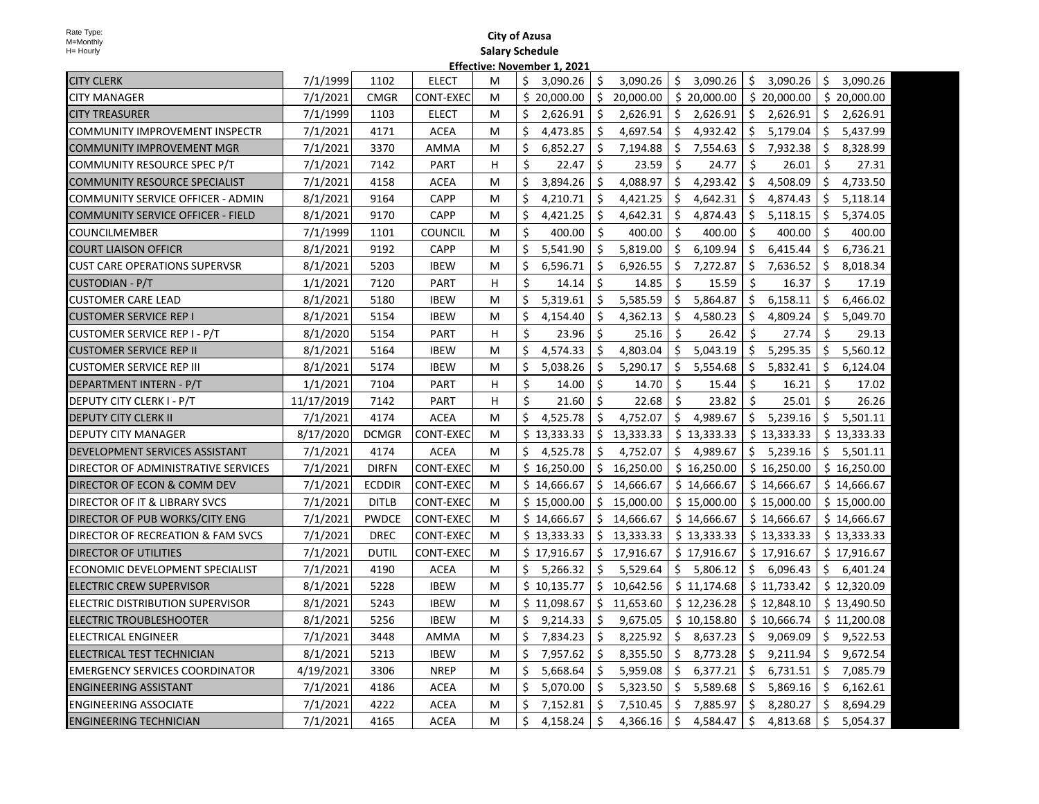Rate Type:
M=Monthly
H= Hourly

# City of Azusa
## Salary Schedule
### Effective: November 1, 2021

| | | | | | | | | | |
|---|---|---|---|---|---|---|---|---|---|
| CITY CLERK | 7/1/1999 | 1102 | ELECT | M | $ 3,090.26 | $ 3,090.26 | $ 3,090.26 | $ 3,090.26 | $ 3,090.26 |
| CITY MANAGER | 7/1/2021 | CMGR | CONT-EXEC | M | $ 20,000.00 | $ 20,000.00 | $ 20,000.00 | $ 20,000.00 | $ 20,000.00 |
| CITY TREASURER | 7/1/1999 | 1103 | ELECT | M | $ 2,626.91 | $ 2,626.91 | $ 2,626.91 | $ 2,626.91 | $ 2,626.91 |
| COMMUNITY IMPROVEMENT INSPECTR | 7/1/2021 | 4171 | ACEA | M | $ 4,473.85 | $ 4,697.54 | $ 4,932.42 | $ 5,179.04 | $ 5,437.99 |
| COMMUNITY IMPROVEMENT MGR | 7/1/2021 | 3370 | AMMA | M | $ 6,852.27 | $ 7,194.88 | $ 7,554.63 | $ 7,932.38 | $ 8,328.99 |
| COMMUNITY RESOURCE SPEC P/T | 7/1/2021 | 7142 | PART | H | $ 22.47 | $ 23.59 | $ 24.77 | $ 26.01 | $ 27.31 |
| COMMUNITY RESOURCE SPECIALIST | 7/1/2021 | 4158 | ACEA | M | $ 3,894.26 | $ 4,088.97 | $ 4,293.42 | $ 4,508.09 | $ 4,733.50 |
| COMMUNITY SERVICE OFFICER - ADMIN | 8/1/2021 | 9164 | CAPP | M | $ 4,210.71 | $ 4,421.25 | $ 4,642.31 | $ 4,874.43 | $ 5,118.14 |
| COMMUNITY SERVICE OFFICER - FIELD | 8/1/2021 | 9170 | CAPP | M | $ 4,421.25 | $ 4,642.31 | $ 4,874.43 | $ 5,118.15 | $ 5,374.05 |
| COUNCILMEMBER | 7/1/1999 | 1101 | COUNCIL | M | $ 400.00 | $ 400.00 | $ 400.00 | $ 400.00 | $ 400.00 |
| COURT LIAISON OFFICR | 8/1/2021 | 9192 | CAPP | M | $ 5,541.90 | $ 5,819.00 | $ 6,109.94 | $ 6,415.44 | $ 6,736.21 |
| CUST CARE OPERATIONS SUPERVSR | 8/1/2021 | 5203 | IBEW | M | $ 6,596.71 | $ 6,926.55 | $ 7,272.87 | $ 7,636.52 | $ 8,018.34 |
| CUSTODIAN - P/T | 1/1/2021 | 7120 | PART | H | $ 14.14 | $ 14.85 | $ 15.59 | $ 16.37 | $ 17.19 |
| CUSTOMER CARE LEAD | 8/1/2021 | 5180 | IBEW | M | $ 5,319.61 | $ 5,585.59 | $ 5,864.87 | $ 6,158.11 | $ 6,466.02 |
| CUSTOMER SERVICE REP I | 8/1/2021 | 5154 | IBEW | M | $ 4,154.40 | $ 4,362.13 | $ 4,580.23 | $ 4,809.24 | $ 5,049.70 |
| CUSTOMER SERVICE REP I - P/T | 8/1/2020 | 5154 | PART | H | $ 23.96 | $ 25.16 | $ 26.42 | $ 27.74 | $ 29.13 |
| CUSTOMER SERVICE REP II | 8/1/2021 | 5164 | IBEW | M | $ 4,574.33 | $ 4,803.04 | $ 5,043.19 | $ 5,295.35 | $ 5,560.12 |
| CUSTOMER SERVICE REP III | 8/1/2021 | 5174 | IBEW | M | $ 5,038.26 | $ 5,290.17 | $ 5,554.68 | $ 5,832.41 | $ 6,124.04 |
| DEPARTMENT INTERN - P/T | 1/1/2021 | 7104 | PART | H | $ 14.00 | $ 14.70 | $ 15.44 | $ 16.21 | $ 17.02 |
| DEPUTY CITY CLERK I - P/T | 11/17/2019 | 7142 | PART | H | $ 21.60 | $ 22.68 | $ 23.82 | $ 25.01 | $ 26.26 |
| DEPUTY CITY CLERK II | 7/1/2021 | 4174 | ACEA | M | $ 4,525.78 | $ 4,752.07 | $ 4,989.67 | $ 5,239.16 | $ 5,501.11 |
| DEPUTY CITY MANAGER | 8/17/2020 | DCMGR | CONT-EXEC | M | $ 13,333.33 | $ 13,333.33 | $ 13,333.33 | $ 13,333.33 | $ 13,333.33 |
| DEVELOPMENT SERVICES ASSISTANT | 7/1/2021 | 4174 | ACEA | M | $ 4,525.78 | $ 4,752.07 | $ 4,989.67 | $ 5,239.16 | $ 5,501.11 |
| DIRECTOR OF ADMINISTRATIVE SERVICES | 7/1/2021 | DIRFN | CONT-EXEC | M | $ 16,250.00 | $ 16,250.00 | $ 16,250.00 | $ 16,250.00 | $ 16,250.00 |
| DIRECTOR OF ECON & COMM DEV | 7/1/2021 | ECDDIR | CONT-EXEC | M | $ 14,666.67 | $ 14,666.67 | $ 14,666.67 | $ 14,666.67 | $ 14,666.67 |
| DIRECTOR OF IT & LIBRARY SVCS | 7/1/2021 | DITLB | CONT-EXEC | M | $ 15,000.00 | $ 15,000.00 | $ 15,000.00 | $ 15,000.00 | $ 15,000.00 |
| DIRECTOR OF PUB WORKS/CITY ENG | 7/1/2021 | PWDCE | CONT-EXEC | M | $ 14,666.67 | $ 14,666.67 | $ 14,666.67 | $ 14,666.67 | $ 14,666.67 |
| DIRECTOR OF RECREATION & FAM SVCS | 7/1/2021 | DREC | CONT-EXEC | M | $ 13,333.33 | $ 13,333.33 | $ 13,333.33 | $ 13,333.33 | $ 13,333.33 |
| DIRECTOR OF UTILITIES | 7/1/2021 | DUTIL | CONT-EXEC | M | $ 17,916.67 | $ 17,916.67 | $ 17,916.67 | $ 17,916.67 | $ 17,916.67 |
| ECONOMIC DEVELOPMENT SPECIALIST | 7/1/2021 | 4190 | ACEA | M | $ 5,266.32 | $ 5,529.64 | $ 5,806.12 | $ 6,096.43 | $ 6,401.24 |
| ELECTRIC CREW SUPERVISOR | 8/1/2021 | 5228 | IBEW | M | $ 10,135.77 | $ 10,642.56 | $ 11,174.68 | $ 11,733.42 | $ 12,320.09 |
| ELECTRIC DISTRIBUTION SUPERVISOR | 8/1/2021 | 5243 | IBEW | M | $ 11,098.67 | $ 11,653.60 | $ 12,236.28 | $ 12,848.10 | $ 13,490.50 |
| ELECTRIC TROUBLESHOOTER | 8/1/2021 | 5256 | IBEW | M | $ 9,214.33 | $ 9,675.05 | $ 10,158.80 | $ 10,666.74 | $ 11,200.08 |
| ELECTRICAL ENGINEER | 7/1/2021 | 3448 | AMMA | M | $ 7,834.23 | $ 8,225.92 | $ 8,637.23 | $ 9,069.09 | $ 9,522.53 |
| ELECTRICAL TEST TECHNICIAN | 8/1/2021 | 5213 | IBEW | M | $ 7,957.62 | $ 8,355.50 | $ 8,773.28 | $ 9,211.94 | $ 9,672.54 |
| EMERGENCY SERVICES COORDINATOR | 4/19/2021 | 3306 | NREP | M | $ 5,668.64 | $ 5,959.08 | $ 6,377.21 | $ 6,731.51 | $ 7,085.79 |
| ENGINEERING ASSISTANT | 7/1/2021 | 4186 | ACEA | M | $ 5,070.00 | $ 5,323.50 | $ 5,589.68 | $ 5,869.16 | $ 6,162.61 |
| ENGINEERING ASSOCIATE | 7/1/2021 | 4222 | ACEA | M | $ 7,152.81 | $ 7,510.45 | $ 7,885.97 | $ 8,280.27 | $ 8,694.29 |
| ENGINEERING TECHNICIAN | 7/1/2021 | 4165 | ACEA | M | $ 4,158.24 | $ 4,366.16 | $ 4,584.47 | $ 4,813.68 | $ 5,054.37 |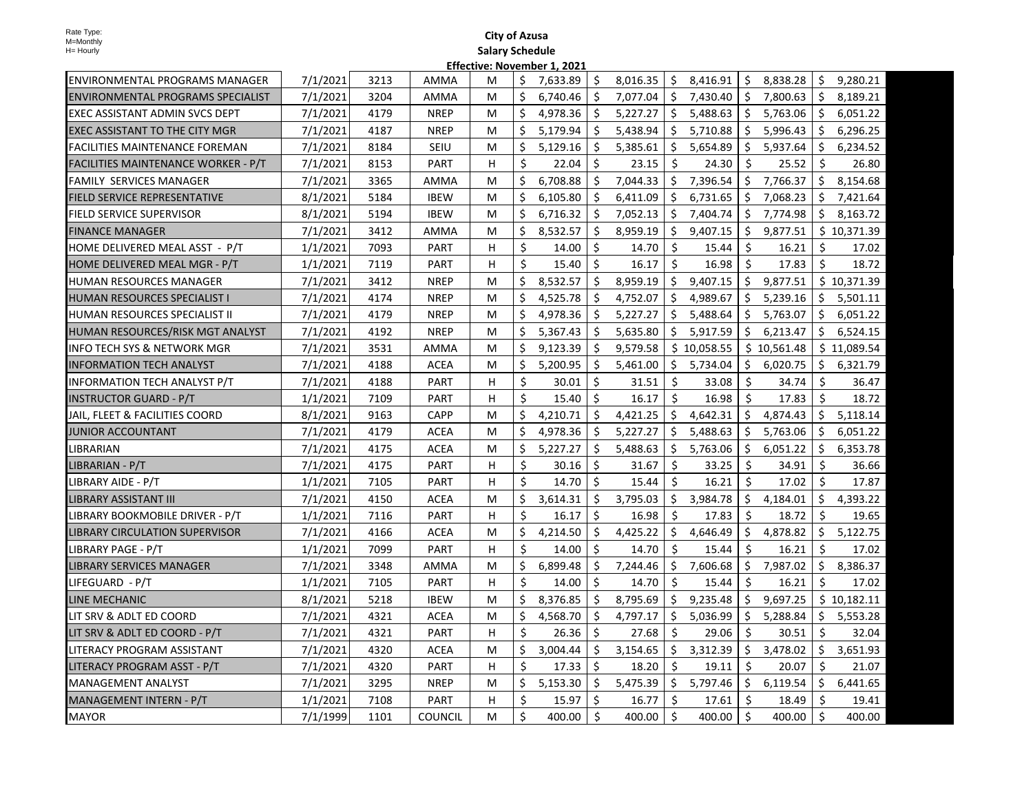Rate Type:
M=Monthly
H= Hourly

**City of Azusa**
**Salary Schedule**
**Effective: November 1, 2021**

| | | | | | | | | | |
|---|---|---|---|---|---|---|---|---|---|
| ENVIRONMENTAL PROGRAMS MANAGER | 7/1/2021 | 3213 | AMMA | M | $ 7,633.89 | $ 8,016.35 | $ 8,416.91 | $ 8,838.28 | $ 9,280.21 |
| ENVIRONMENTAL PROGRAMS SPECIALIST | 7/1/2021 | 3204 | AMMA | M | $ 6,740.46 | $ 7,077.04 | $ 7,430.40 | $ 7,800.63 | $ 8,189.21 |
| EXEC ASSISTANT ADMIN SVCS DEPT | 7/1/2021 | 4179 | NREP | M | $ 4,978.36 | $ 5,227.27 | $ 5,488.63 | $ 5,763.06 | $ 6,051.22 |
| EXEC ASSISTANT TO THE CITY MGR | 7/1/2021 | 4187 | NREP | M | $ 5,179.94 | $ 5,438.94 | $ 5,710.88 | $ 5,996.43 | $ 6,296.25 |
| FACILITIES MAINTENANCE FOREMAN | 7/1/2021 | 8184 | SEIU | M | $ 5,129.16 | $ 5,385.61 | $ 5,654.89 | $ 5,937.64 | $ 6,234.52 |
| FACILITIES MAINTENANCE WORKER - P/T | 7/1/2021 | 8153 | PART | H | $ 22.04 | $ 23.15 | $ 24.30 | $ 25.52 | $ 26.80 |
| FAMILY SERVICES MANAGER | 7/1/2021 | 3365 | AMMA | M | $ 6,708.88 | $ 7,044.33 | $ 7,396.54 | $ 7,766.37 | $ 8,154.68 |
| FIELD SERVICE REPRESENTATIVE | 8/1/2021 | 5184 | IBEW | M | $ 6,105.80 | $ 6,411.09 | $ 6,731.65 | $ 7,068.23 | $ 7,421.64 |
| FIELD SERVICE SUPERVISOR | 8/1/2021 | 5194 | IBEW | M | $ 6,716.32 | $ 7,052.13 | $ 7,404.74 | $ 7,774.98 | $ 8,163.72 |
| FINANCE MANAGER | 7/1/2021 | 3412 | AMMA | M | $ 8,532.57 | $ 8,959.19 | $ 9,407.15 | $ 9,877.51 | $ 10,371.39 |
| HOME DELIVERED MEAL ASST - P/T | 1/1/2021 | 7093 | PART | H | $ 14.00 | $ 14.70 | $ 15.44 | $ 16.21 | $ 17.02 |
| HOME DELIVERED MEAL MGR - P/T | 1/1/2021 | 7119 | PART | H | $ 15.40 | $ 16.17 | $ 16.98 | $ 17.83 | $ 18.72 |
| HUMAN RESOURCES MANAGER | 7/1/2021 | 3412 | NREP | M | $ 8,532.57 | $ 8,959.19 | $ 9,407.15 | $ 9,877.51 | $ 10,371.39 |
| HUMAN RESOURCES SPECIALIST I | 7/1/2021 | 4174 | NREP | M | $ 4,525.78 | $ 4,752.07 | $ 4,989.67 | $ 5,239.16 | $ 5,501.11 |
| HUMAN RESOURCES SPECIALIST II | 7/1/2021 | 4179 | NREP | M | $ 4,978.36 | $ 5,227.27 | $ 5,488.64 | $ 5,763.07 | $ 6,051.22 |
| HUMAN RESOURCES/RISK MGT ANALYST | 7/1/2021 | 4192 | NREP | M | $ 5,367.43 | $ 5,635.80 | $ 5,917.59 | $ 6,213.47 | $ 6,524.15 |
| INFO TECH SYS & NETWORK MGR | 7/1/2021 | 3531 | AMMA | M | $ 9,123.39 | $ 9,579.58 | $ 10,058.55 | $ 10,561.48 | $ 11,089.54 |
| INFORMATION TECH ANALYST | 7/1/2021 | 4188 | ACEA | M | $ 5,200.95 | $ 5,461.00 | $ 5,734.04 | $ 6,020.75 | $ 6,321.79 |
| INFORMATION TECH ANALYST P/T | 7/1/2021 | 4188 | PART | H | $ 30.01 | $ 31.51 | $ 33.08 | $ 34.74 | $ 36.47 |
| INSTRUCTOR GUARD - P/T | 1/1/2021 | 7109 | PART | H | $ 15.40 | $ 16.17 | $ 16.98 | $ 17.83 | $ 18.72 |
| JAIL, FLEET & FACILITIES COORD | 8/1/2021 | 9163 | CAPP | M | $ 4,210.71 | $ 4,421.25 | $ 4,642.31 | $ 4,874.43 | $ 5,118.14 |
| JUNIOR ACCOUNTANT | 7/1/2021 | 4179 | ACEA | M | $ 4,978.36 | $ 5,227.27 | $ 5,488.63 | $ 5,763.06 | $ 6,051.22 |
| LIBRARIAN | 7/1/2021 | 4175 | ACEA | M | $ 5,227.27 | $ 5,488.63 | $ 5,763.06 | $ 6,051.22 | $ 6,353.78 |
| LIBRARIAN - P/T | 7/1/2021 | 4175 | PART | H | $ 30.16 | $ 31.67 | $ 33.25 | $ 34.91 | $ 36.66 |
| LIBRARY AIDE - P/T | 1/1/2021 | 7105 | PART | H | $ 14.70 | $ 15.44 | $ 16.21 | $ 17.02 | $ 17.87 |
| LIBRARY ASSISTANT III | 7/1/2021 | 4150 | ACEA | M | $ 3,614.31 | $ 3,795.03 | $ 3,984.78 | $ 4,184.01 | $ 4,393.22 |
| LIBRARY BOOKMOBILE DRIVER - P/T | 1/1/2021 | 7116 | PART | H | $ 16.17 | $ 16.98 | $ 17.83 | $ 18.72 | $ 19.65 |
| LIBRARY CIRCULATION SUPERVISOR | 7/1/2021 | 4166 | ACEA | M | $ 4,214.50 | $ 4,425.22 | $ 4,646.49 | $ 4,878.82 | $ 5,122.75 |
| LIBRARY PAGE - P/T | 1/1/2021 | 7099 | PART | H | $ 14.00 | $ 14.70 | $ 15.44 | $ 16.21 | $ 17.02 |
| LIBRARY SERVICES MANAGER | 7/1/2021 | 3348 | AMMA | M | $ 6,899.48 | $ 7,244.46 | $ 7,606.68 | $ 7,987.02 | $ 8,386.37 |
| LIFEGUARD - P/T | 1/1/2021 | 7105 | PART | H | $ 14.00 | $ 14.70 | $ 15.44 | $ 16.21 | $ 17.02 |
| LINE MECHANIC | 8/1/2021 | 5218 | IBEW | M | $ 8,376.85 | $ 8,795.69 | $ 9,235.48 | $ 9,697.25 | $ 10,182.11 |
| LIT SRV & ADLT ED COORD | 7/1/2021 | 4321 | ACEA | M | $ 4,568.70 | $ 4,797.17 | $ 5,036.99 | $ 5,288.84 | $ 5,553.28 |
| LIT SRV & ADLT ED COORD - P/T | 7/1/2021 | 4321 | PART | H | $ 26.36 | $ 27.68 | $ 29.06 | $ 30.51 | $ 32.04 |
| LITERACY PROGRAM ASSISTANT | 7/1/2021 | 4320 | ACEA | M | $ 3,004.44 | $ 3,154.65 | $ 3,312.39 | $ 3,478.02 | $ 3,651.93 |
| LITERACY PROGRAM ASST - P/T | 7/1/2021 | 4320 | PART | H | $ 17.33 | $ 18.20 | $ 19.11 | $ 20.07 | $ 21.07 |
| MANAGEMENT ANALYST | 7/1/2021 | 3295 | NREP | M | $ 5,153.30 | $ 5,475.39 | $ 5,797.46 | $ 6,119.54 | $ 6,441.65 |
| MANAGEMENT INTERN - P/T | 1/1/2021 | 7108 | PART | H | $ 15.97 | $ 16.77 | $ 17.61 | $ 18.49 | $ 19.41 |
| MAYOR | 7/1/1999 | 1101 | COUNCIL | M | $ 400.00 | $ 400.00 | $ 400.00 | $ 400.00 | $ 400.00 |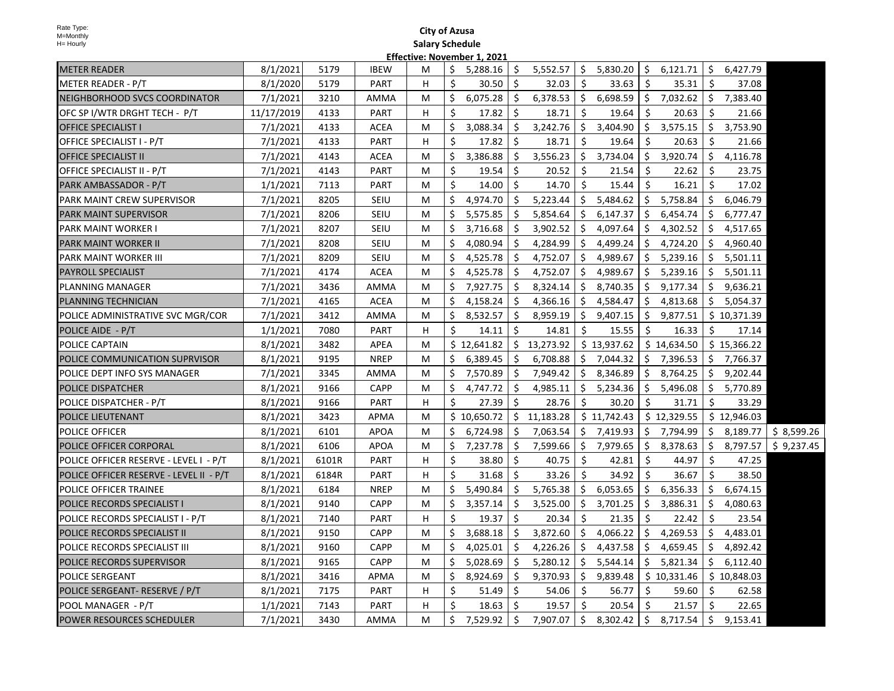Rate Type:
M=Monthly
H= Hourly

**City of Azusa**
**Salary Schedule**
**Effective: November 1, 2021**

| | | | | | | | | | | |
|---|---|---|---|---|---|---|---|---|---|---|
| METER READER | 8/1/2021 | 5179 | IBEW | M | $ 5,288.16 | $ 5,552.57 | $ 5,830.20 | $ 6,121.71 | $ 6,427.79 | |
| METER READER - P/T | 8/1/2020 | 5179 | PART | H | $ 30.50 | $ 32.03 | $ 33.63 | $ 35.31 | $ 37.08 | |
| NEIGHBORHOOD SVCS COORDINATOR | 7/1/2021 | 3210 | AMMA | M | $ 6,075.28 | $ 6,378.53 | $ 6,698.59 | $ 7,032.62 | $ 7,383.40 | |
| OFC SP I/WTR DRGHT TECH - P/T | 11/17/2019 | 4133 | PART | H | $ 17.82 | $ 18.71 | $ 19.64 | $ 20.63 | $ 21.66 | |
| OFFICE SPECIALIST I | 7/1/2021 | 4133 | ACEA | M | $ 3,088.34 | $ 3,242.76 | $ 3,404.90 | $ 3,575.15 | $ 3,753.90 | |
| OFFICE SPECIALIST I - P/T | 7/1/2021 | 4133 | PART | H | $ 17.82 | $ 18.71 | $ 19.64 | $ 20.63 | $ 21.66 | |
| OFFICE SPECIALIST II | 7/1/2021 | 4143 | ACEA | M | $ 3,386.88 | $ 3,556.23 | $ 3,734.04 | $ 3,920.74 | $ 4,116.78 | |
| OFFICE SPECIALIST II - P/T | 7/1/2021 | 4143 | PART | M | $ 19.54 | $ 20.52 | $ 21.54 | $ 22.62 | $ 23.75 | |
| PARK AMBASSADOR - P/T | 1/1/2021 | 7113 | PART | M | $ 14.00 | $ 14.70 | $ 15.44 | $ 16.21 | $ 17.02 | |
| PARK MAINT CREW SUPERVISOR | 7/1/2021 | 8205 | SEIU | M | $ 4,974.70 | $ 5,223.44 | $ 5,484.62 | $ 5,758.84 | $ 6,046.79 | |
| PARK MAINT SUPERVISOR | 7/1/2021 | 8206 | SEIU | M | $ 5,575.85 | $ 5,854.64 | $ 6,147.37 | $ 6,454.74 | $ 6,777.47 | |
| PARK MAINT WORKER I | 7/1/2021 | 8207 | SEIU | M | $ 3,716.68 | $ 3,902.52 | $ 4,097.64 | $ 4,302.52 | $ 4,517.65 | |
| PARK MAINT WORKER II | 7/1/2021 | 8208 | SEIU | M | $ 4,080.94 | $ 4,284.99 | $ 4,499.24 | $ 4,724.20 | $ 4,960.40 | |
| PARK MAINT WORKER III | 7/1/2021 | 8209 | SEIU | M | $ 4,525.78 | $ 4,752.07 | $ 4,989.67 | $ 5,239.16 | $ 5,501.11 | |
| PAYROLL SPECIALIST | 7/1/2021 | 4174 | ACEA | M | $ 4,525.78 | $ 4,752.07 | $ 4,989.67 | $ 5,239.16 | $ 5,501.11 | |
| PLANNING MANAGER | 7/1/2021 | 3436 | AMMA | M | $ 7,927.75 | $ 8,324.14 | $ 8,740.35 | $ 9,177.34 | $ 9,636.21 | |
| PLANNING TECHNICIAN | 7/1/2021 | 4165 | ACEA | M | $ 4,158.24 | $ 4,366.16 | $ 4,584.47 | $ 4,813.68 | $ 5,054.37 | |
| POLICE ADMINISTRATIVE SVC MGR/COR | 7/1/2021 | 3412 | AMMA | M | $ 8,532.57 | $ 8,959.19 | $ 9,407.15 | $ 9,877.51 | $ 10,371.39 | |
| POLICE AIDE - P/T | 1/1/2021 | 7080 | PART | H | $ 14.11 | $ 14.81 | $ 15.55 | $ 16.33 | $ 17.14 | |
| POLICE CAPTAIN | 8/1/2021 | 3482 | APEA | M | $ 12,641.82 | $ 13,273.92 | $ 13,937.62 | $ 14,634.50 | $ 15,366.22 | |
| POLICE COMMUNICATION SUPRVISOR | 8/1/2021 | 9195 | NREP | M | $ 6,389.45 | $ 6,708.88 | $ 7,044.32 | $ 7,396.53 | $ 7,766.37 | |
| POLICE DEPT INFO SYS MANAGER | 7/1/2021 | 3345 | AMMA | M | $ 7,570.89 | $ 7,949.42 | $ 8,346.89 | $ 8,764.25 | $ 9,202.44 | |
| POLICE DISPATCHER | 8/1/2021 | 9166 | CAPP | M | $ 4,747.72 | $ 4,985.11 | $ 5,234.36 | $ 5,496.08 | $ 5,770.89 | |
| POLICE DISPATCHER - P/T | 8/1/2021 | 9166 | PART | H | $ 27.39 | $ 28.76 | $ 30.20 | $ 31.71 | $ 33.29 | |
| POLICE LIEUTENANT | 8/1/2021 | 3423 | APMA | M | $ 10,650.72 | $ 11,183.28 | $ 11,742.43 | $ 12,329.55 | $ 12,946.03 | |
| POLICE OFFICER | 8/1/2021 | 6101 | APOA | M | $ 6,724.98 | $ 7,063.54 | $ 7,419.93 | $ 7,794.99 | $ 8,189.77 | $ 8,599.26 |
| POLICE OFFICER CORPORAL | 8/1/2021 | 6106 | APOA | M | $ 7,237.78 | $ 7,599.66 | $ 7,979.65 | $ 8,378.63 | $ 8,797.57 | $ 9,237.45 |
| POLICE OFFICER RESERVE - LEVEL I - P/T | 8/1/2021 | 6101R | PART | H | $ 38.80 | $ 40.75 | $ 42.81 | $ 44.97 | $ 47.25 | |
| POLICE OFFICER RESERVE - LEVEL II - P/T | 8/1/2021 | 6184R | PART | H | $ 31.68 | $ 33.26 | $ 34.92 | $ 36.67 | $ 38.50 | |
| POLICE OFFICER TRAINEE | 8/1/2021 | 6184 | NREP | M | $ 5,490.84 | $ 5,765.38 | $ 6,053.65 | $ 6,356.33 | $ 6,674.15 | |
| POLICE RECORDS SPECIALIST I | 8/1/2021 | 9140 | CAPP | M | $ 3,357.14 | $ 3,525.00 | $ 3,701.25 | $ 3,886.31 | $ 4,080.63 | |
| POLICE RECORDS SPECIALIST I - P/T | 8/1/2021 | 7140 | PART | H | $ 19.37 | $ 20.34 | $ 21.35 | $ 22.42 | $ 23.54 | |
| POLICE RECORDS SPECIALIST II | 8/1/2021 | 9150 | CAPP | M | $ 3,688.18 | $ 3,872.60 | $ 4,066.22 | $ 4,269.53 | $ 4,483.01 | |
| POLICE RECORDS SPECIALIST III | 8/1/2021 | 9160 | CAPP | M | $ 4,025.01 | $ 4,226.26 | $ 4,437.58 | $ 4,659.45 | $ 4,892.42 | |
| POLICE RECORDS SUPERVISOR | 8/1/2021 | 9165 | CAPP | M | $ 5,028.69 | $ 5,280.12 | $ 5,544.14 | $ 5,821.34 | $ 6,112.40 | |
| POLICE SERGEANT | 8/1/2021 | 3416 | APMA | M | $ 8,924.69 | $ 9,370.93 | $ 9,839.48 | $ 10,331.46 | $ 10,848.03 | |
| POLICE SERGEANT- RESERVE / P/T | 8/1/2021 | 7175 | PART | H | $ 51.49 | $ 54.06 | $ 56.77 | $ 59.60 | $ 62.58 | |
| POOL MANAGER - P/T | 1/1/2021 | 7143 | PART | H | $ 18.63 | $ 19.57 | $ 20.54 | $ 21.57 | $ 22.65 | |
| POWER RESOURCES SCHEDULER | 7/1/2021 | 3430 | AMMA | M | $ 7,529.92 | $ 7,907.07 | $ 8,302.42 | $ 8,717.54 | $ 9,153.41 | |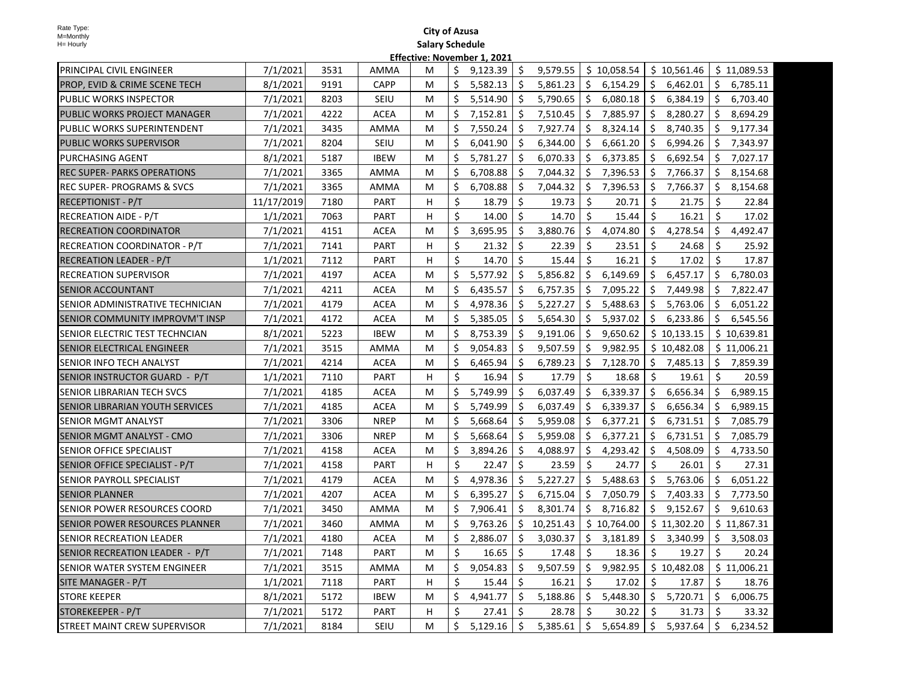Rate Type:
M=Monthly
H= Hourly

# City of Azusa

## Salary Schedule

### Effective: November 1, 2021

| | | | | | | | | | |
|---|---|---|---|---|---|---|---|---|---|
| PRINCIPAL CIVIL ENGINEER | 7/1/2021 | 3531 | AMMA | M | $ 9,123.39 | $ 9,579.55 | $ 10,058.54 | $ 10,561.46 | $ 11,089.53 |
| PROP, EVID & CRIME SCENE TECH | 8/1/2021 | 9191 | CAPP | M | $ 5,582.13 | $ 5,861.23 | $ 6,154.29 | $ 6,462.01 | $ 6,785.11 |
| PUBLIC WORKS INSPECTOR | 7/1/2021 | 8203 | SEIU | M | $ 5,514.90 | $ 5,790.65 | $ 6,080.18 | $ 6,384.19 | $ 6,703.40 |
| PUBLIC WORKS PROJECT MANAGER | 7/1/2021 | 4222 | ACEA | M | $ 7,152.81 | $ 7,510.45 | $ 7,885.97 | $ 8,280.27 | $ 8,694.29 |
| PUBLIC WORKS SUPERINTENDENT | 7/1/2021 | 3435 | AMMA | M | $ 7,550.24 | $ 7,927.74 | $ 8,324.14 | $ 8,740.35 | $ 9,177.34 |
| PUBLIC WORKS SUPERVISOR | 7/1/2021 | 8204 | SEIU | M | $ 6,041.90 | $ 6,344.00 | $ 6,661.20 | $ 6,994.26 | $ 7,343.97 |
| PURCHASING AGENT | 8/1/2021 | 5187 | IBEW | M | $ 5,781.27 | $ 6,070.33 | $ 6,373.85 | $ 6,692.54 | $ 7,027.17 |
| REC SUPER- PARKS OPERATIONS | 7/1/2021 | 3365 | AMMA | M | $ 6,708.88 | $ 7,044.32 | $ 7,396.53 | $ 7,766.37 | $ 8,154.68 |
| REC SUPER- PROGRAMS & SVCS | 7/1/2021 | 3365 | AMMA | M | $ 6,708.88 | $ 7,044.32 | $ 7,396.53 | $ 7,766.37 | $ 8,154.68 |
| RECEPTIONIST - P/T | 11/17/2019 | 7180 | PART | H | $ 18.79 | $ 19.73 | $ 20.71 | $ 21.75 | $ 22.84 |
| RECREATION AIDE - P/T | 1/1/2021 | 7063 | PART | H | $ 14.00 | $ 14.70 | $ 15.44 | $ 16.21 | $ 17.02 |
| RECREATION COORDINATOR | 7/1/2021 | 4151 | ACEA | M | $ 3,695.95 | $ 3,880.76 | $ 4,074.80 | $ 4,278.54 | $ 4,492.47 |
| RECREATION COORDINATOR - P/T | 7/1/2021 | 7141 | PART | H | $ 21.32 | $ 22.39 | $ 23.51 | $ 24.68 | $ 25.92 |
| RECREATION LEADER - P/T | 1/1/2021 | 7112 | PART | H | $ 14.70 | $ 15.44 | $ 16.21 | $ 17.02 | $ 17.87 |
| RECREATION SUPERVISOR | 7/1/2021 | 4197 | ACEA | M | $ 5,577.92 | $ 5,856.82 | $ 6,149.69 | $ 6,457.17 | $ 6,780.03 |
| SENIOR ACCOUNTANT | 7/1/2021 | 4211 | ACEA | M | $ 6,435.57 | $ 6,757.35 | $ 7,095.22 | $ 7,449.98 | $ 7,822.47 |
| SENIOR ADMINISTRATIVE TECHNICIAN | 7/1/2021 | 4179 | ACEA | M | $ 4,978.36 | $ 5,227.27 | $ 5,488.63 | $ 5,763.06 | $ 6,051.22 |
| SENIOR COMMUNITY IMPROVM'T INSP | 7/1/2021 | 4172 | ACEA | M | $ 5,385.05 | $ 5,654.30 | $ 5,937.02 | $ 6,233.86 | $ 6,545.56 |
| SENIOR ELECTRIC TEST TECHNCIAN | 8/1/2021 | 5223 | IBEW | M | $ 8,753.39 | $ 9,191.06 | $ 9,650.62 | $ 10,133.15 | $ 10,639.81 |
| SENIOR ELECTRICAL ENGINEER | 7/1/2021 | 3515 | AMMA | M | $ 9,054.83 | $ 9,507.59 | $ 9,982.95 | $ 10,482.08 | $ 11,006.21 |
| SENIOR INFO TECH ANALYST | 7/1/2021 | 4214 | ACEA | M | $ 6,465.94 | $ 6,789.23 | $ 7,128.70 | $ 7,485.13 | $ 7,859.39 |
| SENIOR INSTRUCTOR GUARD - P/T | 1/1/2021 | 7110 | PART | H | $ 16.94 | $ 17.79 | $ 18.68 | $ 19.61 | $ 20.59 |
| SENIOR LIBRARIAN TECH SVCS | 7/1/2021 | 4185 | ACEA | M | $ 5,749.99 | $ 6,037.49 | $ 6,339.37 | $ 6,656.34 | $ 6,989.15 |
| SENIOR LIBRARIAN YOUTH SERVICES | 7/1/2021 | 4185 | ACEA | M | $ 5,749.99 | $ 6,037.49 | $ 6,339.37 | $ 6,656.34 | $ 6,989.15 |
| SENIOR MGMT ANALYST | 7/1/2021 | 3306 | NREP | M | $ 5,668.64 | $ 5,959.08 | $ 6,377.21 | $ 6,731.51 | $ 7,085.79 |
| SENIOR MGMT ANALYST - CMO | 7/1/2021 | 3306 | NREP | M | $ 5,668.64 | $ 5,959.08 | $ 6,377.21 | $ 6,731.51 | $ 7,085.79 |
| SENIOR OFFICE SPECIALIST | 7/1/2021 | 4158 | ACEA | M | $ 3,894.26 | $ 4,088.97 | $ 4,293.42 | $ 4,508.09 | $ 4,733.50 |
| SENIOR OFFICE SPECIALIST - P/T | 7/1/2021 | 4158 | PART | H | $ 22.47 | $ 23.59 | $ 24.77 | $ 26.01 | $ 27.31 |
| SENIOR PAYROLL SPECIALIST | 7/1/2021 | 4179 | ACEA | M | $ 4,978.36 | $ 5,227.27 | $ 5,488.63 | $ 5,763.06 | $ 6,051.22 |
| SENIOR PLANNER | 7/1/2021 | 4207 | ACEA | M | $ 6,395.27 | $ 6,715.04 | $ 7,050.79 | $ 7,403.33 | $ 7,773.50 |
| SENIOR POWER RESOURCES COORD | 7/1/2021 | 3450 | AMMA | M | $ 7,906.41 | $ 8,301.74 | $ 8,716.82 | $ 9,152.67 | $ 9,610.63 |
| SENIOR POWER RESOURCES PLANNER | 7/1/2021 | 3460 | AMMA | M | $ 9,763.26 | $ 10,251.43 | $ 10,764.00 | $ 11,302.20 | $ 11,867.31 |
| SENIOR RECREATION LEADER | 7/1/2021 | 4180 | ACEA | M | $ 2,886.07 | $ 3,030.37 | $ 3,181.89 | $ 3,340.99 | $ 3,508.03 |
| SENIOR RECREATION LEADER - P/T | 7/1/2021 | 7148 | PART | M | $ 16.65 | $ 17.48 | $ 18.36 | $ 19.27 | $ 20.24 |
| SENIOR WATER SYSTEM ENGINEER | 7/1/2021 | 3515 | AMMA | M | $ 9,054.83 | $ 9,507.59 | $ 9,982.95 | $ 10,482.08 | $ 11,006.21 |
| SITE MANAGER - P/T | 1/1/2021 | 7118 | PART | H | $ 15.44 | $ 16.21 | $ 17.02 | $ 17.87 | $ 18.76 |
| STORE KEEPER | 8/1/2021 | 5172 | IBEW | M | $ 4,941.77 | $ 5,188.86 | $ 5,448.30 | $ 5,720.71 | $ 6,006.75 |
| STOREKEEPER - P/T | 7/1/2021 | 5172 | PART | H | $ 27.41 | $ 28.78 | $ 30.22 | $ 31.73 | $ 33.32 |
| STREET MAINT CREW SUPERVISOR | 7/1/2021 | 8184 | SEIU | M | $ 5,129.16 | $ 5,385.61 | $ 5,654.89 | $ 5,937.64 | $ 6,234.52 |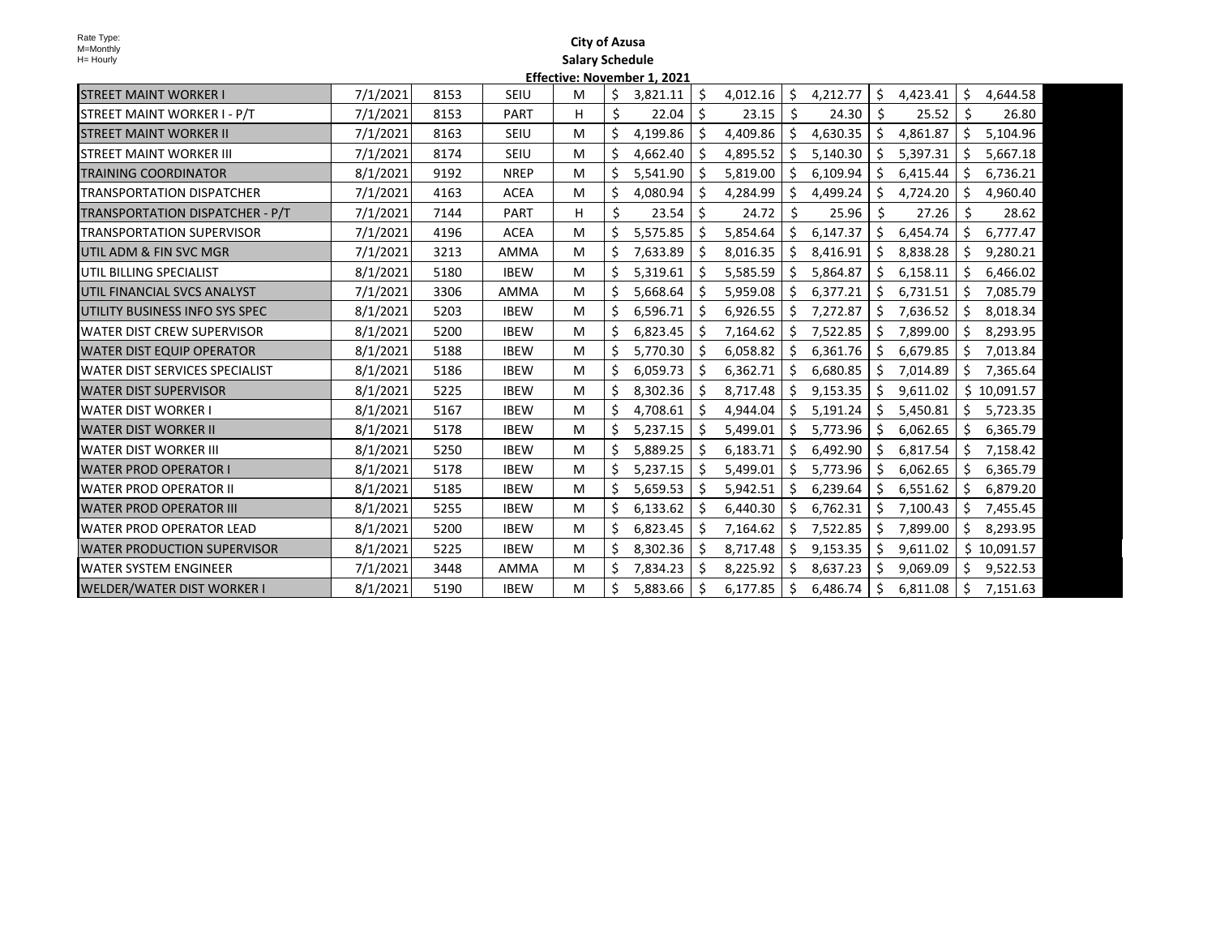Rate Type:
M=Monthly
H= Hourly

**City of Azusa**
**Salary Schedule**
**Effective: November 1, 2021**

| | | | | | | | | | |
|---|---|---|---|---|---|---|---|---|---|
| STREET MAINT WORKER I | 7/1/2021 | 8153 | SEIU | M | $ 3,821.11 | $ 4,012.16 | $ 4,212.77 | $ 4,423.41 | $ 4,644.58 |
| STREET MAINT WORKER I - P/T | 7/1/2021 | 8153 | PART | H | $ 22.04 | $ 23.15 | $ 24.30 | $ 25.52 | $ 26.80 |
| STREET MAINT WORKER II | 7/1/2021 | 8163 | SEIU | M | $ 4,199.86 | $ 4,409.86 | $ 4,630.35 | $ 4,861.87 | $ 5,104.96 |
| STREET MAINT WORKER III | 7/1/2021 | 8174 | SEIU | M | $ 4,662.40 | $ 4,895.52 | $ 5,140.30 | $ 5,397.31 | $ 5,667.18 |
| TRAINING COORDINATOR | 8/1/2021 | 9192 | NREP | M | $ 5,541.90 | $ 5,819.00 | $ 6,109.94 | $ 6,415.44 | $ 6,736.21 |
| TRANSPORTATION DISPATCHER | 7/1/2021 | 4163 | ACEA | M | $ 4,080.94 | $ 4,284.99 | $ 4,499.24 | $ 4,724.20 | $ 4,960.40 |
| TRANSPORTATION DISPATCHER - P/T | 7/1/2021 | 7144 | PART | H | $ 23.54 | $ 24.72 | $ 25.96 | $ 27.26 | $ 28.62 |
| TRANSPORTATION SUPERVISOR | 7/1/2021 | 4196 | ACEA | M | $ 5,575.85 | $ 5,854.64 | $ 6,147.37 | $ 6,454.74 | $ 6,777.47 |
| UTIL ADM & FIN SVC MGR | 7/1/2021 | 3213 | AMMA | M | $ 7,633.89 | $ 8,016.35 | $ 8,416.91 | $ 8,838.28 | $ 9,280.21 |
| UTIL BILLING SPECIALIST | 8/1/2021 | 5180 | IBEW | M | $ 5,319.61 | $ 5,585.59 | $ 5,864.87 | $ 6,158.11 | $ 6,466.02 |
| UTIL FINANCIAL SVCS ANALYST | 7/1/2021 | 3306 | AMMA | M | $ 5,668.64 | $ 5,959.08 | $ 6,377.21 | $ 6,731.51 | $ 7,085.79 |
| UTILITY BUSINESS INFO SYS SPEC | 8/1/2021 | 5203 | IBEW | M | $ 6,596.71 | $ 6,926.55 | $ 7,272.87 | $ 7,636.52 | $ 8,018.34 |
| WATER DIST CREW SUPERVISOR | 8/1/2021 | 5200 | IBEW | M | $ 6,823.45 | $ 7,164.62 | $ 7,522.85 | $ 7,899.00 | $ 8,293.95 |
| WATER DIST EQUIP OPERATOR | 8/1/2021 | 5188 | IBEW | M | $ 5,770.30 | $ 6,058.82 | $ 6,361.76 | $ 6,679.85 | $ 7,013.84 |
| WATER DIST SERVICES SPECIALIST | 8/1/2021 | 5186 | IBEW | M | $ 6,059.73 | $ 6,362.71 | $ 6,680.85 | $ 7,014.89 | $ 7,365.64 |
| WATER DIST SUPERVISOR | 8/1/2021 | 5225 | IBEW | M | $ 8,302.36 | $ 8,717.48 | $ 9,153.35 | $ 9,611.02 | $ 10,091.57 |
| WATER DIST WORKER I | 8/1/2021 | 5167 | IBEW | M | $ 4,708.61 | $ 4,944.04 | $ 5,191.24 | $ 5,450.81 | $ 5,723.35 |
| WATER DIST WORKER II | 8/1/2021 | 5178 | IBEW | M | $ 5,237.15 | $ 5,499.01 | $ 5,773.96 | $ 6,062.65 | $ 6,365.79 |
| WATER DIST WORKER III | 8/1/2021 | 5250 | IBEW | M | $ 5,889.25 | $ 6,183.71 | $ 6,492.90 | $ 6,817.54 | $ 7,158.42 |
| WATER PROD OPERATOR I | 8/1/2021 | 5178 | IBEW | M | $ 5,237.15 | $ 5,499.01 | $ 5,773.96 | $ 6,062.65 | $ 6,365.79 |
| WATER PROD OPERATOR II | 8/1/2021 | 5185 | IBEW | M | $ 5,659.53 | $ 5,942.51 | $ 6,239.64 | $ 6,551.62 | $ 6,879.20 |
| WATER PROD OPERATOR III | 8/1/2021 | 5255 | IBEW | M | $ 6,133.62 | $ 6,440.30 | $ 6,762.31 | $ 7,100.43 | $ 7,455.45 |
| WATER PROD OPERATOR LEAD | 8/1/2021 | 5200 | IBEW | M | $ 6,823.45 | $ 7,164.62 | $ 7,522.85 | $ 7,899.00 | $ 8,293.95 |
| WATER PRODUCTION SUPERVISOR | 8/1/2021 | 5225 | IBEW | M | $ 8,302.36 | $ 8,717.48 | $ 9,153.35 | $ 9,611.02 | $ 10,091.57 |
| WATER SYSTEM ENGINEER | 7/1/2021 | 3448 | AMMA | M | $ 7,834.23 | $ 8,225.92 | $ 8,637.23 | $ 9,069.09 | $ 9,522.53 |
| WELDER/WATER DIST WORKER I | 8/1/2021 | 5190 | IBEW | M | $ 5,883.66 | $ 6,177.85 | $ 6,486.74 | $ 6,811.08 | $ 7,151.63 |